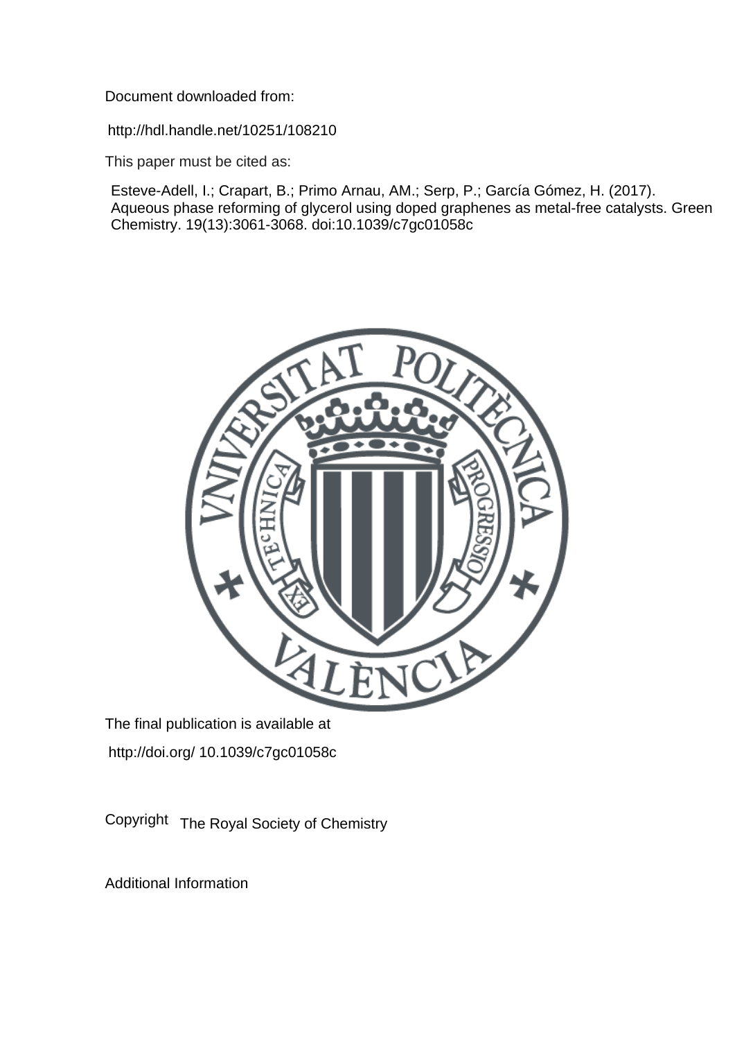Document downloaded from:

http://hdl.handle.net/10251/108210

This paper must be cited as:

Esteve-Adell, I.; Crapart, B.; Primo Arnau, AM.; Serp, P.; García Gómez, H. (2017). Aqueous phase reforming of glycerol using doped graphenes as metal-free catalysts. Green Chemistry. 19(13):3061-3068. doi:10.1039/c7gc01058c

The final publication is available at

http://doi.org/ 10.1039/c7gc01058c

Copyright The Royal Society of Chemistry

Additional Information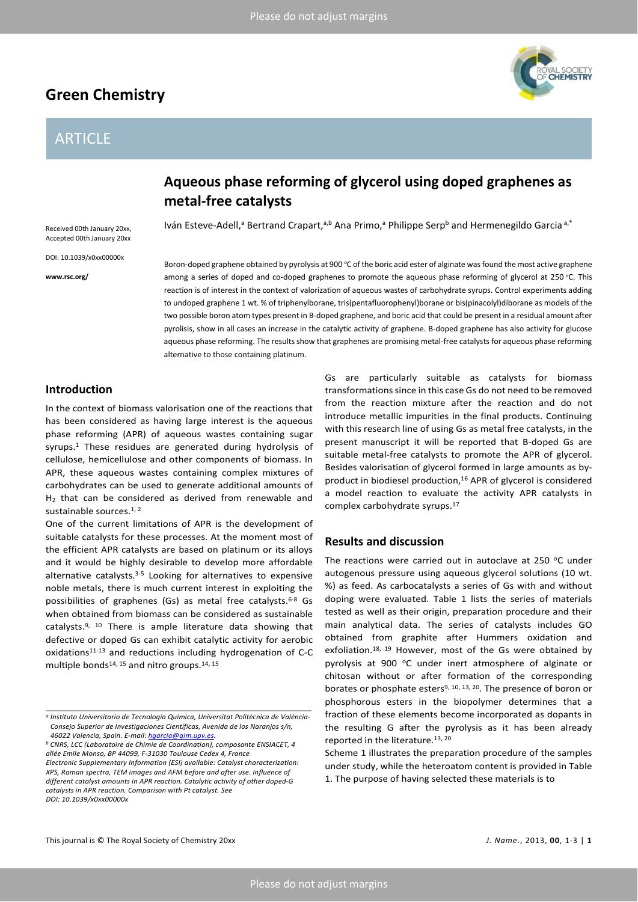# Aqueous phase reforming of glycerol using doped graphenes as metal-free catalysts

Iván Esteve-Adell,[a] Bertrand Crapart,[a,b] Ana Primo,[a] Philippe Serp[b] and Hermenegildo Garcia [a,*]

Received 00th January 20xx, Accepted 00th January 20xx

DOI: 10.1039/x0xx00000x

www.rsc.org/

Boron-doped graphene obtained by pyrolysis at 900 °C of the boric acid ester of alginate was found the most active graphene among a series of doped and co-doped graphenes to promote the aqueous phase reforming of glycerol at 250 °C. This reaction is of interest in the context of valorization of aqueous wastes of carbohydrate syrups. Control experiments adding to undoped graphene 1 wt. % of triphenylborane, tris(pentafluorophenyl)borane or bis(pinacolyl)diborane as models of the two possible boron atom types present in B-doped graphene, and boric acid that could be present in a residual amount after pyrolisis, show in all cases an increase in the catalytic activity of graphene. B-doped graphene has also activity for glucose aqueous phase reforming. The results show that graphenes are promising metal-free catalysts for aqueous phase reforming alternative to those containing platinum.

## Introduction

In the context of biomass valorisation one of the reactions that has been considered as having large interest is the aqueous phase reforming (APR) of aqueous wastes containing sugar syrups.[1] These residues are generated during hydrolysis of cellulose, hemicellulose and other components of biomass. In APR, these aqueous wastes containing complex mixtures of carbohydrates can be used to generate additional amounts of $H_2$ that can be considered as derived from renewable and sustainable sources.[1, 2]

One of the current limitations of APR is the development of suitable catalysts for these processes. At the moment most of the efficient APR catalysts are based on platinum or its alloys and it would be highly desirable to develop more affordable alternative catalysts.[3-5] Looking for alternatives to expensive noble metals, there is much current interest in exploiting the possibilities of graphenes (Gs) as metal free catalysts.[6-8] Gs when obtained from biomass can be considered as sustainable catalysts.[9, 10] There is ample literature data showing that defective or doped Gs can exhibit catalytic activity for aerobic oxidations[11-13] and reductions including hydrogenation of C-C multiple bonds[14, 15] and nitro groups.[14, 15]

Gs are particularly suitable as catalysts for biomass transformations since in this case Gs do not need to be removed from the reaction mixture after the reaction and do not introduce metallic impurities in the final products. Continuing with this research line of using Gs as metal free catalysts, in the present manuscript it will be reported that B-doped Gs are suitable metal-free catalysts to promote the APR of glycerol. Besides valorisation of glycerol formed in large amounts as by-product in biodiesel production,[16] APR of glycerol is considered a model reaction to evaluate the activity APR catalysts in complex carbohydrate syrups.[17]

## Results and discussion

The reactions were carried out in autoclave at 250 °C under autogenous pressure using aqueous glycerol solutions (10 wt. %) as feed. As carbocatalysts a series of Gs with and without doping were evaluated. Table 1 lists the series of materials tested as well as their origin, preparation procedure and their main analytical data. The series of catalysts includes GO obtained from graphite after Hummers oxidation and exfoliation.[18, 19] However, most of the Gs were obtained by pyrolysis at 900 °C under inert atmosphere of alginate or chitosan without or after formation of the corresponding borates or phosphate esters[9, 10, 13, 20]. The presence of boron or phosphorous esters in the biopolymer determines that a fraction of these elements become incorporated as dopants in the resulting G after the pyrolysis as it has been already reported in the literature.[13, 20]

Scheme 1 illustrates the preparation procedure of the samples under study, while the heteroatom content is provided in Table 1. The purpose of having selected these materials is to

---

[a] Instituto Universitario de Tecnología Química, Universitat Politècnica de València-Consejo Superior de Investigaciones Científicas, Avenida de los Naranjos s/n, 46022 Valencia, Spain. E-mail: hgarcia@qim.upv.es.

[b] CNRS, LCC (Laboratoire de Chimie de Coordination), composante ENSIACET, 4 allée Emile Monso, BP 44099, F-31030 Toulouse Cedex 4, France

Electronic Supplementary Information (ESI) available: Catalyst characterization: XPS, Raman spectra, TEM images and AFM before and after use. Influence of different catalyst amounts in APR reaction. Catalytic activity of other doped-G catalysts in APR reaction. Comparison with Pt catalyst. See DOI: 10.1039/x0xx00000x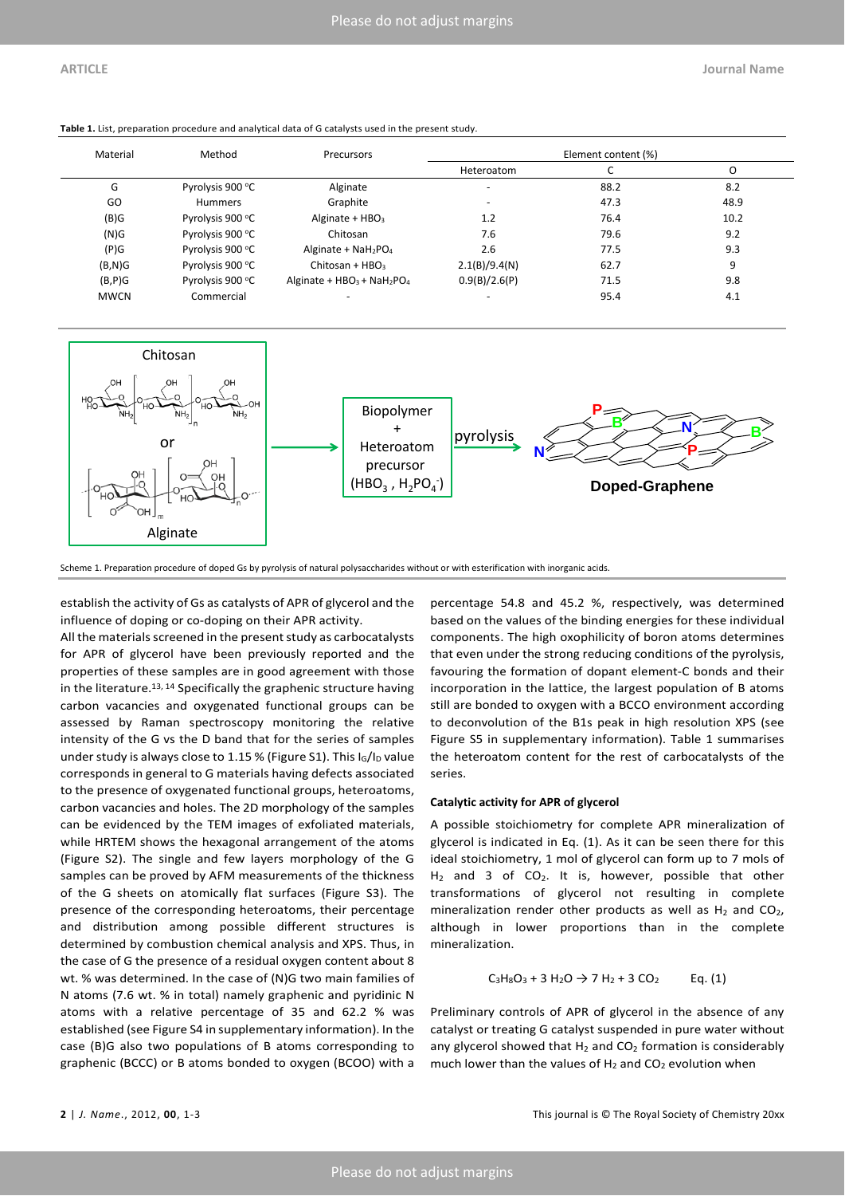**Table 1.** List, preparation procedure and analytical data of G catalysts used in the present study.

| Material | Method | Precursors | Element content (%) | | |
|---|---|---|---|---|---|
| | | | Heteroatom | C | O |
| G | Pyrolysis 900 °C | Alginate | - | 88.2 | 8.2 |
| GO | Hummers | Graphite | - | 47.3 | 48.9 |
| (B)G | Pyrolysis 900 °C | Alginate + $HBO_3$ | 1.2 | 76.4 | 10.2 |
| (N)G | Pyrolysis 900 °C | Chitosan | 7.6 | 79.6 | 9.2 |
| (P)G | Pyrolysis 900 °C | Alginate + $NaH_2PO_4$ | 2.6 | 77.5 | 9.3 |
| (B,N)G | Pyrolysis 900 °C | Chitosan + $HBO_3$ | 2.1(B)/9.4(N) | 62.7 | 9 |
| (B,P)G | Pyrolysis 900 °C | Alginate + $HBO_3$ + $NaH_2PO_4$ | 0.9(B)/2.6(P) | 71.5 | 9.8 |
| MWCN | Commercial | - | - | 95.4 | 4.1 |

Scheme 1. Preparation procedure of doped Gs by pyrolysis of natural polysaccharides without or with esterification with inorganic acids.

establish the activity of Gs as catalysts of APR of glycerol and the influence of doping or co-doping on their APR activity.

All the materials screened in the present study as carbocatalysts for APR of glycerol have been previously reported and the properties of these samples are in good agreement with those in the literature.[13, 14] Specifically the graphenic structure having carbon vacancies and oxygenated functional groups can be assessed by Raman spectroscopy monitoring the relative intensity of the G vs the D band that for the series of samples under study is always close to 1.15 % (Figure S1). This $I_G/I_D$ value corresponds in general to G materials having defects associated to the presence of oxygenated functional groups, heteroatoms, carbon vacancies and holes. The 2D morphology of the samples can be evidenced by the TEM images of exfoliated materials, while HRTEM shows the hexagonal arrangement of the atoms (Figure S2). The single and few layers morphology of the G samples can be proved by AFM measurements of the thickness of the G sheets on atomically flat surfaces (Figure S3). The presence of the corresponding heteroatoms, their percentage and distribution among possible different structures is determined by combustion chemical analysis and XPS. Thus, in the case of G the presence of a residual oxygen content about 8 wt. % was determined. In the case of (N)G two main families of N atoms (7.6 wt. % in total) namely graphenic and pyridinic N atoms with a relative percentage of 35 and 62.2 % was established (see Figure S4 in supplementary information). In the case (B)G also two populations of B atoms corresponding to graphenic (BCCC) or B atoms bonded to oxygen (BCOO) with a percentage 54.8 and 45.2 %, respectively, was determined based on the values of the binding energies for these individual components. The high oxophilicity of boron atoms determines that even under the strong reducing conditions of the pyrolysis, favouring the formation of dopant element-C bonds and their incorporation in the lattice, the largest population of B atoms still are bonded to oxygen with a BCCO environment according to deconvolution of the B1s peak in high resolution XPS (see Figure S5 in supplementary information). Table 1 summarises the heteroatom content for the rest of carbocatalysts of the series.

### Catalytic activity for APR of glycerol

A possible stoichiometry for complete APR mineralization of glycerol is indicated in Eq. (1). As it can be seen there for this ideal stoichiometry, 1 mol of glycerol can form up to 7 mols of $H_2$ and 3 of $CO_2$. It is, however, possible that other transformations of glycerol not resulting in complete mineralization render other products as well as $H_2$ and $CO_2$, although in lower proportions than in the complete mineralization.

$$C_3H_8O_3 + 3\ H_2O \rightarrow 7\ H_2 + 3\ CO_2 \qquad \text{Eq. (1)}$$

Preliminary controls of APR of glycerol in the absence of any catalyst or treating G catalyst suspended in pure water without any glycerol showed that $H_2$ and $CO_2$ formation is considerably much lower than the values of $H_2$ and $CO_2$ evolution when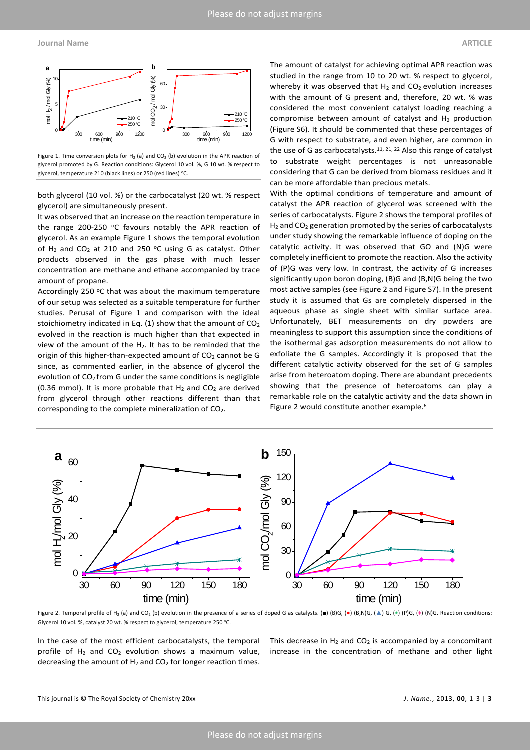Figure 1. Time conversion plots for $H_2$ (a) and $CO_2$ (b) evolution in the APR reaction of glycerol promoted by G. Reaction conditions: Glycerol 10 vol. %, G 10 wt. % respect to glycerol, temperature 210 (black lines) or 250 (red lines) ºC.

both glycerol (10 vol. %) or the carbocatalyst (20 wt. % respect glycerol) are simultaneously present.

It was observed that an increase on the reaction temperature in the range 200-250 ºC favours notably the APR reaction of glycerol. As an example Figure 1 shows the temporal evolution of $H_2$ and $CO_2$ at 210 and 250 ºC using G as catalyst. Other products observed in the gas phase with much lesser concentration are methane and ethane accompanied by trace amount of propane.

Accordingly 250 ºC that was about the maximum temperature of our setup was selected as a suitable temperature for further studies. Perusal of Figure 1 and comparison with the ideal stoichiometry indicated in Eq. (1) show that the amount of $CO_2$ evolved in the reaction is much higher than that expected in view of the amount of the $H_2$. It has to be reminded that the origin of this higher-than-expected amount of $CO_2$ cannot be G since, as commented earlier, in the absence of glycerol the evolution of $CO_2$ from G under the same conditions is negligible (0.36 mmol). It is more probable that $H_2$ and $CO_2$ are derived from glycerol through other reactions different than that corresponding to the complete mineralization of $CO_2$.

The amount of catalyst for achieving optimal APR reaction was studied in the range from 10 to 20 wt. % respect to glycerol, whereby it was observed that $H_2$ and $CO_2$ evolution increases with the amount of G present and, therefore, 20 wt. % was considered the most convenient catalyst loading reaching a compromise between amount of catalyst and $H_2$ production (Figure S6). It should be commented that these percentages of G with respect to substrate, and even higher, are common in the use of G as carbocatalysts.[11, 21, 22] Also this range of catalyst to substrate weight percentages is not unreasonable considering that G can be derived from biomass residues and it can be more affordable than precious metals.

With the optimal conditions of temperature and amount of catalyst the APR reaction of glycerol was screened with the series of carbocatalysts. Figure 2 shows the temporal profiles of $H_2$ and $CO_2$ generation promoted by the series of carbocatalysts under study showing the remarkable influence of doping on the catalytic activity. It was observed that GO and (N)G were completely inefficient to promote the reaction. Also the activity of (P)G was very low. In contrast, the activity of G increases significantly upon boron doping, (B)G and (B,N)G being the two most active samples (see Figure 2 and Figure S7). In the present study it is assumed that Gs are completely dispersed in the aqueous phase as single sheet with similar surface area. Unfortunately, BET measurements on dry powders are meaningless to support this assumption since the conditions of the isothermal gas adsorption measurements do not allow to exfoliate the G samples. Accordingly it is proposed that the different catalytic activity observed for the set of G samples arise from heteroatom doping. There are abundant precedents showing that the presence of heteroatoms can play a remarkable role on the catalytic activity and the data shown in Figure 2 would constitute another example.[6]

Figure 2. Temporal profile of $H_2$ (a) and $CO_2$ (b) evolution in the presence of a series of doped G as catalysts. (■) (B)G, (●) (B,N)G, (▲) G, (*) (P)G, (♦) (N)G. Reaction conditions: Glycerol 10 vol. %, catalyst 20 wt. % respect to glycerol, temperature 250 ºC.

In the case of the most efficient carbocatalysts, the temporal profile of $H_2$ and $CO_2$ evolution shows a maximum value, decreasing the amount of $H_2$ and $CO_2$ for longer reaction times. This decrease in $H_2$ and $CO_2$ is accompanied by a concomitant increase in the concentration of methane and other light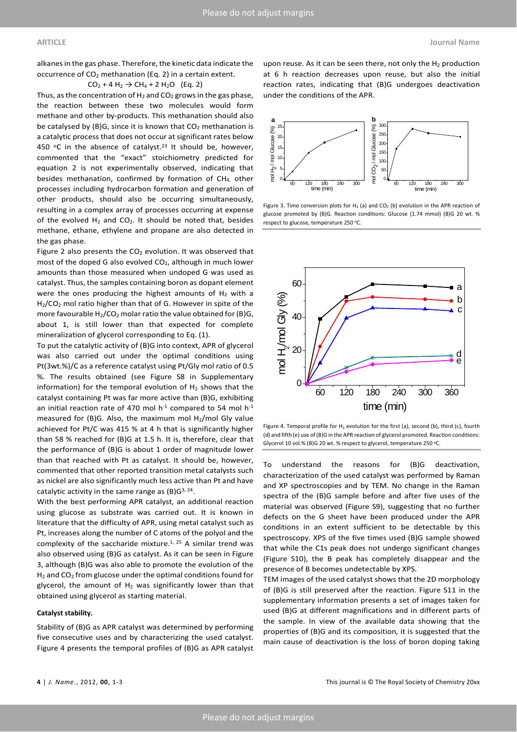alkanes in the gas phase. Therefore, the kinetic data indicate the occurrence of $CO_2$ methanation (Eq. 2) in a certain extent.

$$CO_2 + 4\,H_2 \rightarrow CH_4 + 2\,H_2O \quad \text{(Eq. 2)}$$

Thus, as the concentration of $H_2$ and $CO_2$ grows in the gas phase, the reaction between these two molecules would form methane and other by-products. This methanation should also be catalysed by (B)G, since it is known that $CO_2$ methanation is a catalytic process that does not occur at significant rates below 450 °C in the absence of catalyst.[23] It should be, however, commented that the "exact" stoichiometry predicted for equation 2 is not experimentally observed, indicating that besides methanation, confirmed by formation of $CH_4$, other processes including hydrocarbon formation and generation of other products, should also be occurring simultaneously, resulting in a complex array of processes occurring at expense of the evolved $H_2$ and $CO_2$. It should be noted that, besides methane, ethane, ethylene and propane are also detected in the gas phase.

Figure 2 also presents the $CO_2$ evolution. It was observed that most of the doped G also evolved $CO_2$, although in much lower amounts than those measured when undoped G was used as catalyst. Thus, the samples containing boron as dopant element were the ones producing the highest amounts of $H_2$ with a $H_2/CO_2$ mol ratio higher than that of G. However in spite of the more favourable $H_2/CO_2$ molar ratio the value obtained for (B)G, about 1, is still lower than that expected for complete mineralization of glycerol corresponding to Eq. (1).

To put the catalytic activity of (B)G into context, APR of glycerol was also carried out under the optimal conditions using Pt(3wt.%)/C as a reference catalyst using Pt/Gly mol ratio of 0.5 %. The results obtained (see Figure S8 in Supplementary information) for the temporal evolution of $H_2$ shows that the catalyst containing Pt was far more active than (B)G, exhibiting an initial reaction rate of 470 mol $h^{-1}$ compared to 54 mol $h^{-1}$ measured for (B)G. Also, the maximum mol $H_2$/mol Gly value achieved for Pt/C was 415 % at 4 h that is significantly higher than 58 % reached for (B)G at 1.5 h. It is, therefore, clear that the performance of (B)G is about 1 order of magnitude lower than that reached with Pt as catalyst. It should be, however, commented that other reported transition metal catalysts such as nickel are also significantly much less active than Pt and have catalytic activity in the same range as (B)G[3, 24].

With the best performing APR catalyst, an additional reaction using glucose as substrate was carried out. It is known in literature that the difficulty of APR, using metal catalyst such as Pt, increases along the number of C atoms of the polyol and the complexity of the saccharide mixture.[1, 25] A similar trend was also observed using (B)G as catalyst. As it can be seen in Figure 3, although (B)G was also able to promote the evolution of the $H_2$ and $CO_2$ from glucose under the optimal conditions found for glycerol, the amount of $H_2$ was significantly lower than that obtained using glycerol as starting material.

#### Catalyst stability.

Stability of (B)G as APR catalyst was determined by performing five consecutive uses and by characterizing the used catalyst. Figure 4 presents the temporal profiles of (B)G as APR catalyst upon reuse. As it can be seen there, not only the $H_2$ production at 6 h reaction decreases upon reuse, but also the initial reaction rates, indicating that (B)G undergoes deactivation under the conditions of the APR.

Figure 3. Time conversion plots for $H_2$ (a) and $CO_2$ (b) evolution in the APR reaction of glucose promoted by (B)G. Reaction conditions: Glucose (1.74 mmol) (B)G 20 wt. % respect to glucose, temperature 250 °C.

Figure 4. Temporal profile for $H_2$ evolution for the first (a), second (b), third (c), fourth (d) and fifth (e) use of (B)G in the APR reaction of glycerol promoted. Reaction conditions: Glycerol 10 vol.% (B)G 20 wt. % respect to glycerol, temperature 250 °C.

To understand the reasons for (B)G deactivation, characterization of the used catalyst was performed by Raman and XP spectroscopies and by TEM. No change in the Raman spectra of the (B)G sample before and after five uses of the material was observed (Figure S9), suggesting that no further defects on the G sheet have been produced under the APR conditions in an extent sufficient to be detectable by this spectroscopy. XPS of the five times used (B)G sample showed that while the C1s peak does not undergo significant changes (Figure S10), the B peak has completely disappear and the presence of B becomes undetectable by XPS.

TEM images of the used catalyst shows that the 2D morphology of (B)G is still preserved after the reaction. Figure S11 in the supplementary information presents a set of images taken for used (B)G at different magnifications and in different parts of the sample. In view of the available data showing that the properties of (B)G and its composition, it is suggested that the main cause of deactivation is the loss of boron doping taking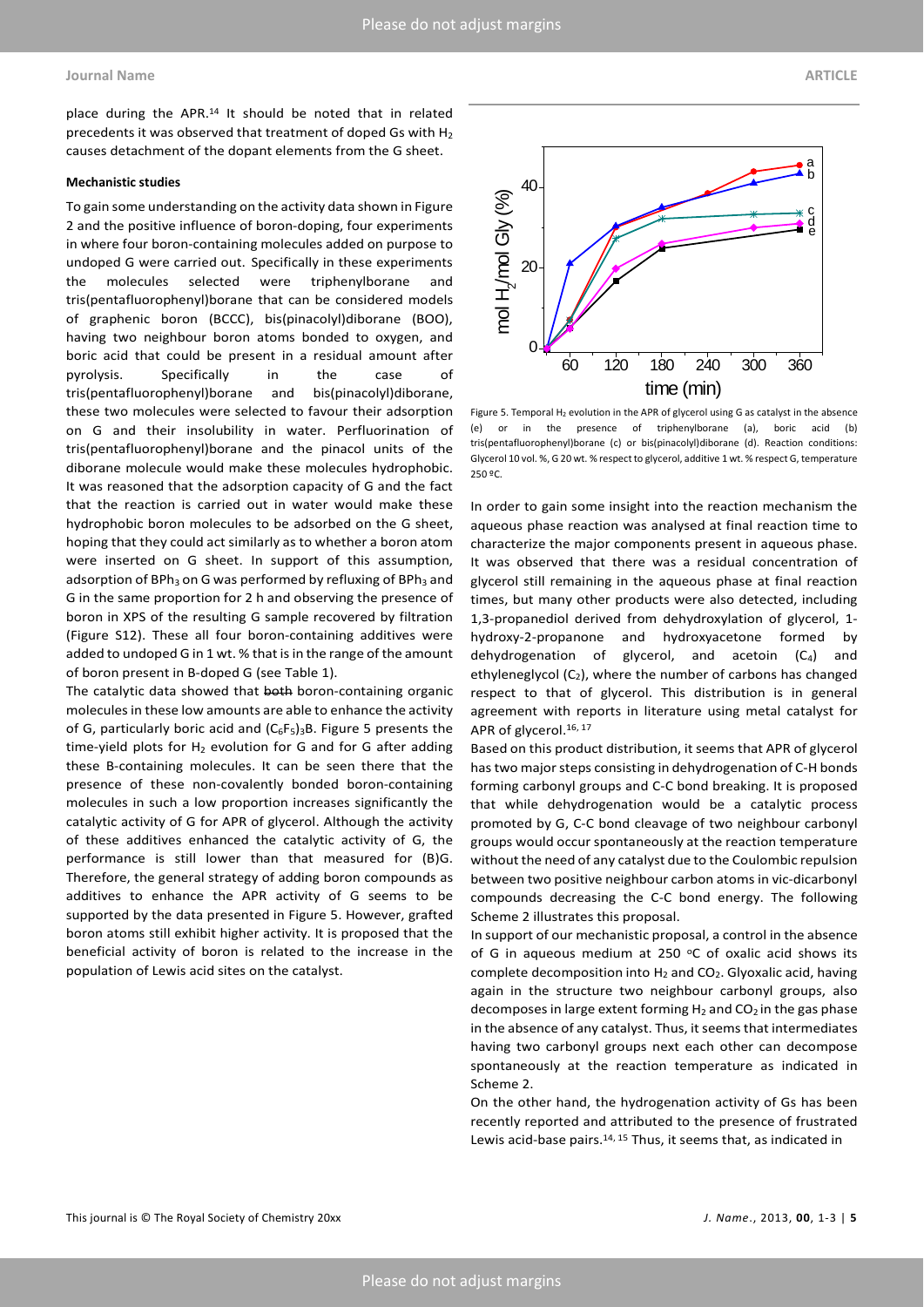place during the APR.[14] It should be noted that in related precedents it was observed that treatment of doped Gs with $H_2$ causes detachment of the dopant elements from the G sheet.

#### Mechanistic studies

To gain some understanding on the activity data shown in Figure 2 and the positive influence of boron-doping, four experiments in where four boron-containing molecules added on purpose to undoped G were carried out. Specifically in these experiments the molecules selected were triphenylborane and tris(pentafluorophenyl)borane that can be considered models of graphenic boron (BCCC), bis(pinacolyl)diborane (BOO), having two neighbour boron atoms bonded to oxygen, and boric acid that could be present in a residual amount after pyrolysis. Specifically in the case of tris(pentafluorophenyl)borane and bis(pinacolyl)diborane, these two molecules were selected to favour their adsorption on G and their insolubility in water. Perfluorination of tris(pentafluorophenyl)borane and the pinacol units of the diborane molecule would make these molecules hydrophobic. It was reasoned that the adsorption capacity of G and the fact that the reaction is carried out in water would make these hydrophobic boron molecules to be adsorbed on the G sheet, hoping that they could act similarly as to whether a boron atom were inserted on G sheet. In support of this assumption, adsorption of $BPh_3$ on G was performed by refluxing of $BPh_3$ and G in the same proportion for 2 h and observing the presence of boron in XPS of the resulting G sample recovered by filtration (Figure S12). These all four boron-containing additives were added to undoped G in 1 wt. % that is in the range of the amount of boron present in B-doped G (see Table 1).

The catalytic data showed that ~~both~~ boron-containing organic molecules in these low amounts are able to enhance the activity of G, particularly boric acid and $(C_6F_5)_3B$. Figure 5 presents the time-yield plots for $H_2$ evolution for G and for G after adding these B-containing molecules. It can be seen there that the presence of these non-covalently bonded boron-containing molecules in such a low proportion increases significantly the catalytic activity of G for APR of glycerol. Although the activity of these additives enhanced the catalytic activity of G, the performance is still lower than that measured for (B)G. Therefore, the general strategy of adding boron compounds as additives to enhance the APR activity of G seems to be supported by the data presented in Figure 5. However, grafted boron atoms still exhibit higher activity. It is proposed that the beneficial activity of boron is related to the increase in the population of Lewis acid sites on the catalyst.

Figure 5. Temporal $H_2$ evolution in the APR of glycerol using G as catalyst in the absence (e) or in the presence of triphenylborane (a), boric acid (b) tris(pentafluorophenyl)borane (c) or bis(pinacolyl)diborane (d). Reaction conditions: Glycerol 10 vol. %, G 20 wt. % respect to glycerol, additive 1 wt. % respect G, temperature 250 ºC.

In order to gain some insight into the reaction mechanism the aqueous phase reaction was analysed at final reaction time to characterize the major components present in aqueous phase. It was observed that there was a residual concentration of glycerol still remaining in the aqueous phase at final reaction times, but many other products were also detected, including 1,3-propanediol derived from dehydroxylation of glycerol, 1-hydroxy-2-propanone and hydroxyacetone formed by dehydrogenation of glycerol, and acetoin ($C_4$) and ethyleneglycol ($C_2$), where the number of carbons has changed respect to that of glycerol. This distribution is in general agreement with reports in literature using metal catalyst for APR of glycerol.[16, 17]

Based on this product distribution, it seems that APR of glycerol has two major steps consisting in dehydrogenation of C-H bonds forming carbonyl groups and C-C bond breaking. It is proposed that while dehydrogenation would be a catalytic process promoted by G, C-C bond cleavage of two neighbour carbonyl groups would occur spontaneously at the reaction temperature without the need of any catalyst due to the Coulombic repulsion between two positive neighbour carbon atoms in vic-dicarbonyl compounds decreasing the C-C bond energy. The following Scheme 2 illustrates this proposal.

In support of our mechanistic proposal, a control in the absence of G in aqueous medium at 250 ºC of oxalic acid shows its complete decomposition into $H_2$ and $CO_2$. Glyoxalic acid, having again in the structure two neighbour carbonyl groups, also decomposes in large extent forming $H_2$ and $CO_2$ in the gas phase in the absence of any catalyst. Thus, it seems that intermediates having two carbonyl groups next each other can decompose spontaneously at the reaction temperature as indicated in Scheme 2.

On the other hand, the hydrogenation activity of Gs has been recently reported and attributed to the presence of frustrated Lewis acid-base pairs.[14, 15] Thus, it seems that, as indicated in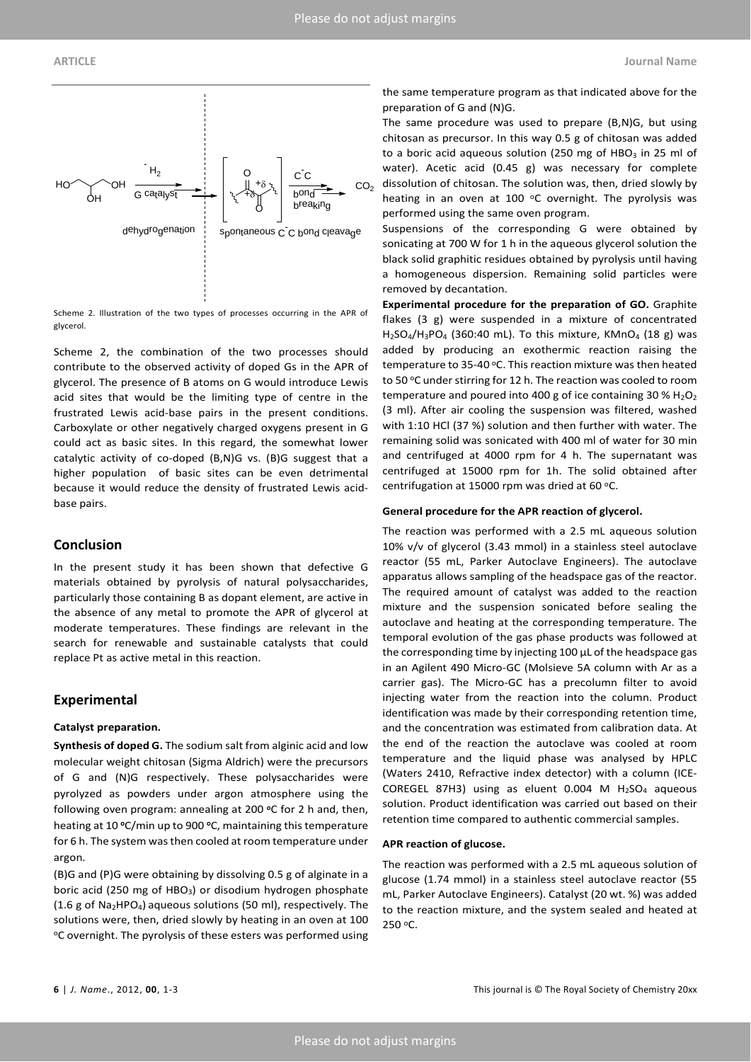Scheme 2. Illustration of the two types of processes occurring in the APR of glycerol.

Scheme 2, the combination of the two processes should contribute to the observed activity of doped Gs in the APR of glycerol. The presence of B atoms on G would introduce Lewis acid sites that would be the limiting type of centre in the frustrated Lewis acid-base pairs in the present conditions. Carboxylate or other negatively charged oxygens present in G could act as basic sites. In this regard, the somewhat lower catalytic activity of co-doped (B,N)G vs. (B)G suggest that a higher population of basic sites can be even detrimental because it would reduce the density of frustrated Lewis acid-base pairs.

## Conclusion

In the present study it has been shown that defective G materials obtained by pyrolysis of natural polysaccharides, particularly those containing B as dopant element, are active in the absence of any metal to promote the APR of glycerol at moderate temperatures. These findings are relevant in the search for renewable and sustainable catalysts that could replace Pt as active metal in this reaction.

## Experimental

### Catalyst preparation.

**Synthesis of doped G.** The sodium salt from alginic acid and low molecular weight chitosan (Sigma Aldrich) were the precursors of G and (N)G respectively. These polysaccharides were pyrolyzed as powders under argon atmosphere using the following oven program: annealing at 200 ºC for 2 h and, then, heating at 10 ºC/min up to 900 ºC, maintaining this temperature for 6 h. The system was then cooled at room temperature under argon.

(B)G and (P)G were obtaining by dissolving 0.5 g of alginate in a boric acid (250 mg of $HBO_3$) or disodium hydrogen phosphate (1.6 g of $Na_2HPO_4$) aqueous solutions (50 ml), respectively. The solutions were, then, dried slowly by heating in an oven at 100 ºC overnight. The pyrolysis of these esters was performed using the same temperature program as that indicated above for the preparation of G and (N)G.

The same procedure was used to prepare (B,N)G, but using chitosan as precursor. In this way 0.5 g of chitosan was added to a boric acid aqueous solution (250 mg of $HBO_3$ in 25 ml of water). Acetic acid (0.45 g) was necessary for complete dissolution of chitosan. The solution was, then, dried slowly by heating in an oven at 100 ºC overnight. The pyrolysis was performed using the same oven program.

Suspensions of the corresponding G were obtained by sonicating at 700 W for 1 h in the aqueous glycerol solution the black solid graphitic residues obtained by pyrolysis until having a homogeneous dispersion. Remaining solid particles were removed by decantation.

**Experimental procedure for the preparation of GO.** Graphite flakes (3 g) were suspended in a mixture of concentrated $H_2SO_4$/$H_3PO_4$ (360:40 mL). To this mixture, $KMnO_4$ (18 g) was added by producing an exothermic reaction raising the temperature to 35-40 ºC. This reaction mixture was then heated to 50 ºC under stirring for 12 h. The reaction was cooled to room temperature and poured into 400 g of ice containing 30 % $H_2O_2$ (3 ml). After air cooling the suspension was filtered, washed with 1:10 HCl (37 %) solution and then further with water. The remaining solid was sonicated with 400 ml of water for 30 min and centrifuged at 4000 rpm for 4 h. The supernatant was centrifuged at 15000 rpm for 1h. The solid obtained after centrifugation at 15000 rpm was dried at 60 ºC.

### General procedure for the APR reaction of glycerol.

The reaction was performed with a 2.5 mL aqueous solution 10% v/v of glycerol (3.43 mmol) in a stainless steel autoclave reactor (55 mL, Parker Autoclave Engineers). The autoclave apparatus allows sampling of the headspace gas of the reactor. The required amount of catalyst was added to the reaction mixture and the suspension sonicated before sealing the autoclave and heating at the corresponding temperature. The temporal evolution of the gas phase products was followed at the corresponding time by injecting 100 μL of the headspace gas in an Agilent 490 Micro-GC (Molsieve 5A column with Ar as a carrier gas). The Micro-GC has a precolumn filter to avoid injecting water from the reaction into the column. Product identification was made by their corresponding retention time, and the concentration was estimated from calibration data. At the end of the reaction the autoclave was cooled at room temperature and the liquid phase was analysed by HPLC (Waters 2410, Refractive index detector) with a column (ICE-COREGEL 87H3) using as eluent 0.004 M $H_2SO_4$ aqueous solution. Product identification was carried out based on their retention time compared to authentic commercial samples.

### APR reaction of glucose.

The reaction was performed with a 2.5 mL aqueous solution of glucose (1.74 mmol) in a stainless steel autoclave reactor (55 mL, Parker Autoclave Engineers). Catalyst (20 wt. %) was added to the reaction mixture, and the system sealed and heated at 250 ºC.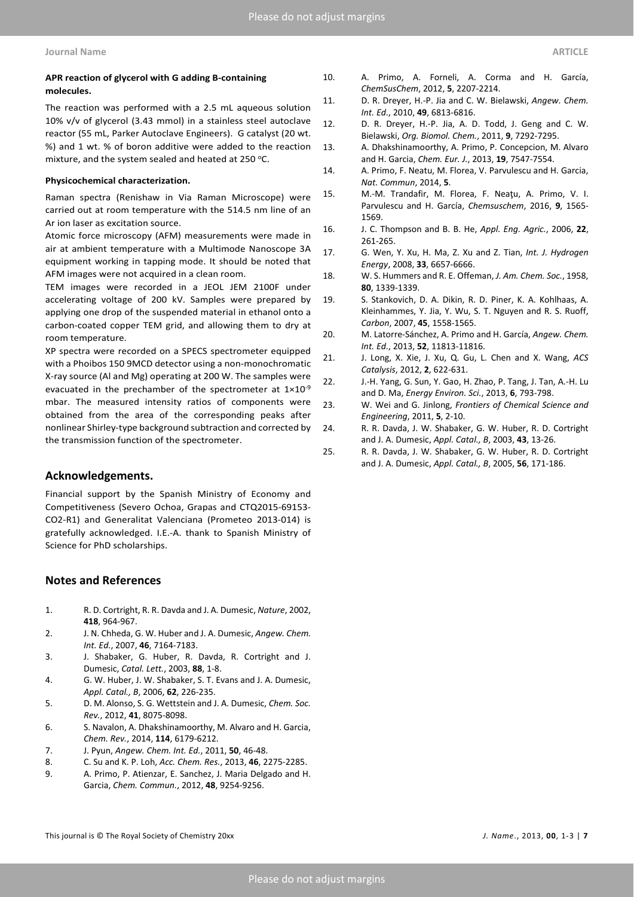**APR reaction of glycerol with G adding B-containing molecules.**

The reaction was performed with a 2.5 mL aqueous solution 10% v/v of glycerol (3.43 mmol) in a stainless steel autoclave reactor (55 mL, Parker Autoclave Engineers). G catalyst (20 wt. %) and 1 wt. % of boron additive were added to the reaction mixture, and the system sealed and heated at 250 °C.

**Physicochemical characterization.**

Raman spectra (Renishaw in Via Raman Microscope) were carried out at room temperature with the 514.5 nm line of an Ar ion laser as excitation source.

Atomic force microscopy (AFM) measurements were made in air at ambient temperature with a Multimode Nanoscope 3A equipment working in tapping mode. It should be noted that AFM images were not acquired in a clean room.

TEM images were recorded in a JEOL JEM 2100F under accelerating voltage of 200 kV. Samples were prepared by applying one drop of the suspended material in ethanol onto a carbon-coated copper TEM grid, and allowing them to dry at room temperature.

XP spectra were recorded on a SPECS spectrometer equipped with a Phoibos 150 9MCD detector using a non-monochromatic X-ray source (Al and Mg) operating at 200 W. The samples were evacuated in the prechamber of the spectrometer at $1\times10^{-9}$ mbar. The measured intensity ratios of components were obtained from the area of the corresponding peaks after nonlinear Shirley-type background subtraction and corrected by the transmission function of the spectrometer.

## Acknowledgements.

Financial support by the Spanish Ministry of Economy and Competitiveness (Severo Ochoa, Grapas and CTQ2015-69153-CO2-R1) and Generalitat Valenciana (Prometeo 2013-014) is gratefully acknowledged. I.E.-A. thank to Spanish Ministry of Science for PhD scholarships.

## Notes and References

1. R. D. Cortright, R. R. Davda and J. A. Dumesic, *Nature*, 2002, **418**, 964-967.
2. J. N. Chheda, G. W. Huber and J. A. Dumesic, *Angew. Chem. Int. Ed.*, 2007, **46**, 7164-7183.
3. J. Shabaker, G. Huber, R. Davda, R. Cortright and J. Dumesic, *Catal. Lett.*, 2003, **88**, 1-8.
4. G. W. Huber, J. W. Shabaker, S. T. Evans and J. A. Dumesic, *Appl. Catal., B*, 2006, **62**, 226-235.
5. D. M. Alonso, S. G. Wettstein and J. A. Dumesic, *Chem. Soc. Rev.*, 2012, **41**, 8075-8098.
6. S. Navalon, A. Dhakshinamoorthy, M. Alvaro and H. Garcia, *Chem. Rev.*, 2014, **114**, 6179-6212.
7. J. Pyun, *Angew. Chem. Int. Ed.*, 2011, **50**, 46-48.
8. C. Su and K. P. Loh, *Acc. Chem. Res.*, 2013, **46**, 2275-2285.
9. A. Primo, P. Atienzar, E. Sanchez, J. Maria Delgado and H. Garcia, *Chem. Commun.*, 2012, **48**, 9254-9256.
10. A. Primo, A. Forneli, A. Corma and H. García, *ChemSusChem*, 2012, **5**, 2207-2214.
11. D. R. Dreyer, H.-P. Jia and C. W. Bielawski, *Angew. Chem. Int. Ed.*, 2010, **49**, 6813-6816.
12. D. R. Dreyer, H.-P. Jia, A. D. Todd, J. Geng and C. W. Bielawski, *Org. Biomol. Chem.*, 2011, **9**, 7292-7295.
13. A. Dhakshinamoorthy, A. Primo, P. Concepcion, M. Alvaro and H. Garcia, *Chem. Eur. J.*, 2013, **19**, 7547-7554.
14. A. Primo, F. Neatu, M. Florea, V. Parvulescu and H. Garcia, *Nat. Commun*, 2014, **5**.
15. M.-M. Trandafir, M. Florea, F. Neaţu, A. Primo, V. I. Parvulescu and H. García, *Chemsuschem*, 2016, **9**, 1565-1569.
16. J. C. Thompson and B. B. He, *Appl. Eng. Agric.*, 2006, **22**, 261-265.
17. G. Wen, Y. Xu, H. Ma, Z. Xu and Z. Tian, *Int. J. Hydrogen Energy*, 2008, **33**, 6657-6666.
18. W. S. Hummers and R. E. Offeman, *J. Am. Chem. Soc.*, 1958, **80**, 1339-1339.
19. S. Stankovich, D. A. Dikin, R. D. Piner, K. A. Kohlhaas, A. Kleinhammes, Y. Jia, Y. Wu, S. T. Nguyen and R. S. Ruoff, *Carbon*, 2007, **45**, 1558-1565.
20. M. Latorre-Sánchez, A. Primo and H. García, *Angew. Chem. Int. Ed.*, 2013, **52**, 11813-11816.
21. J. Long, X. Xie, J. Xu, Q. Gu, L. Chen and X. Wang, *ACS Catalysis*, 2012, **2**, 622-631.
22. J.-H. Yang, G. Sun, Y. Gao, H. Zhao, P. Tang, J. Tan, A.-H. Lu and D. Ma, *Energy Environ. Sci.*, 2013, **6**, 793-798.
23. W. Wei and G. Jinlong, *Frontiers of Chemical Science and Engineering*, 2011, **5**, 2-10.
24. R. R. Davda, J. W. Shabaker, G. W. Huber, R. D. Cortright and J. A. Dumesic, *Appl. Catal., B*, 2003, **43**, 13-26.
25. R. R. Davda, J. W. Shabaker, G. W. Huber, R. D. Cortright and J. A. Dumesic, *Appl. Catal., B*, 2005, **56**, 171-186.